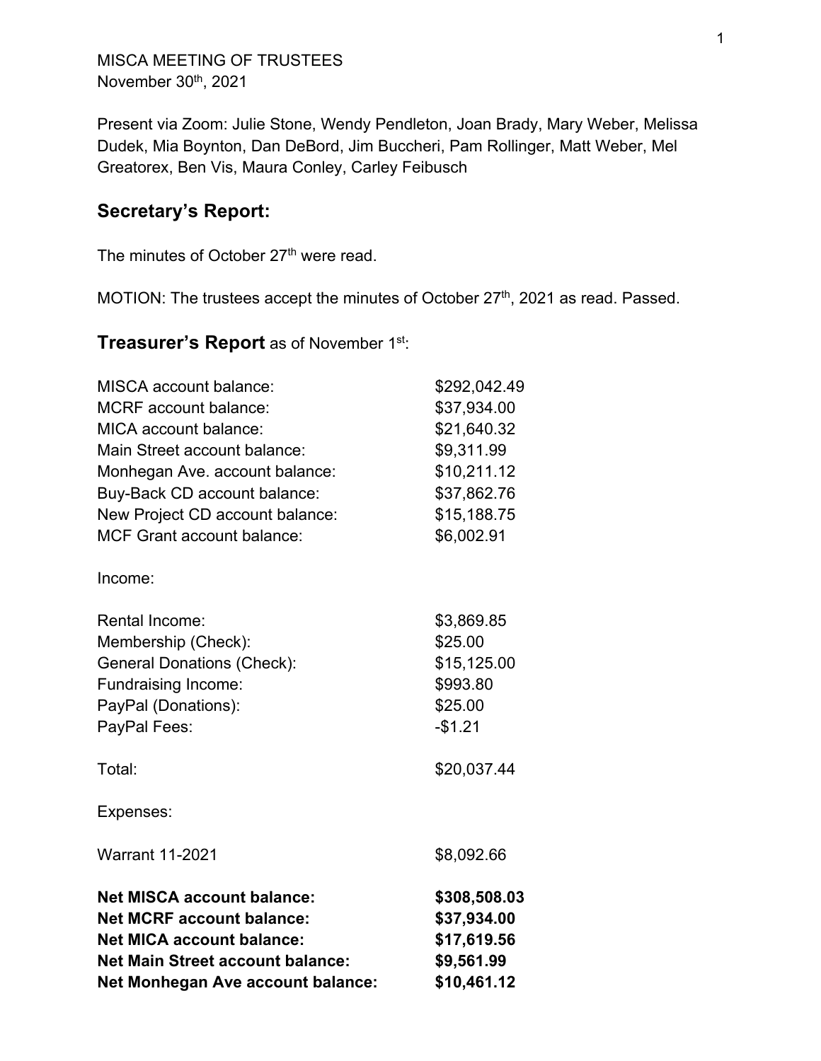MISCA MEETING OF TRUSTEES
November 30th, 2021

Present via Zoom: Julie Stone, Wendy Pendleton, Joan Brady, Mary Weber, Melissa Dudek, Mia Boynton, Dan DeBord, Jim Buccheri, Pam Rollinger, Matt Weber, Mel Greatorex, Ben Vis, Maura Conley, Carley Feibusch

## Secretary's Report:

The minutes of October 27th were read.

MOTION: The trustees accept the minutes of October 27th, 2021 as read. Passed.

## Treasurer's Report as of November 1st:

| | |
|---|---|
| MISCA account balance: | $292,042.49 |
| MCRF account balance: | $37,934.00 |
| MICA account balance: | $21,640.32 |
| Main Street account balance: | $9,311.99 |
| Monhegan Ave. account balance: | $10,211.12 |
| Buy-Back CD account balance: | $37,862.76 |
| New Project CD account balance: | $15,188.75 |
| MCF Grant account balance: | $6,002.91 |

Income:

| | |
|---|---|
| Rental Income: | $3,869.85 |
| Membership (Check): | $25.00 |
| General Donations (Check): | $15,125.00 |
| Fundraising Income: | $993.80 |
| PayPal (Donations): | $25.00 |
| PayPal Fees: | -$1.21 |
| Total: | $20,037.44 |

Expenses:

| | |
|---|---|
| Warrant 11-2021 | $8,092.66 |

| | |
|---|---|
| **Net MISCA account balance:** | **$308,508.03** |
| **Net MCRF account balance:** | **$37,934.00** |
| **Net MICA account balance:** | **$17,619.56** |
| **Net Main Street account balance:** | **$9,561.99** |
| **Net Monhegan Ave account balance:** | **$10,461.12** |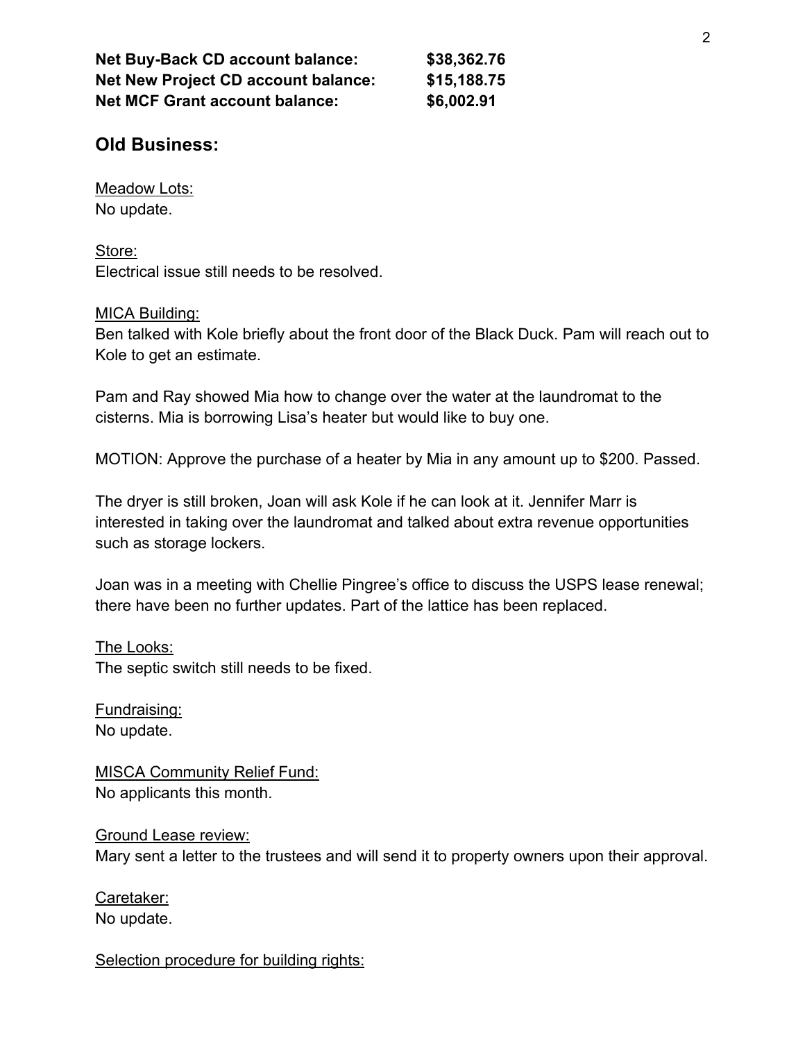**Net Buy-Back CD account balance: $38,362.76**
**Net New Project CD account balance: $15,188.75**
**Net MCF Grant account balance: $6,002.91**

## Old Business:

Meadow Lots:
No update.

Store:
Electrical issue still needs to be resolved.

MICA Building:
Ben talked with Kole briefly about the front door of the Black Duck. Pam will reach out to Kole to get an estimate.

Pam and Ray showed Mia how to change over the water at the laundromat to the cisterns. Mia is borrowing Lisa's heater but would like to buy one.

MOTION: Approve the purchase of a heater by Mia in any amount up to $200. Passed.

The dryer is still broken, Joan will ask Kole if he can look at it. Jennifer Marr is interested in taking over the laundromat and talked about extra revenue opportunities such as storage lockers.

Joan was in a meeting with Chellie Pingree's office to discuss the USPS lease renewal; there have been no further updates. Part of the lattice has been replaced.

The Looks:
The septic switch still needs to be fixed.

Fundraising:
No update.

MISCA Community Relief Fund:
No applicants this month.

Ground Lease review:
Mary sent a letter to the trustees and will send it to property owners upon their approval.

Caretaker:
No update.

Selection procedure for building rights: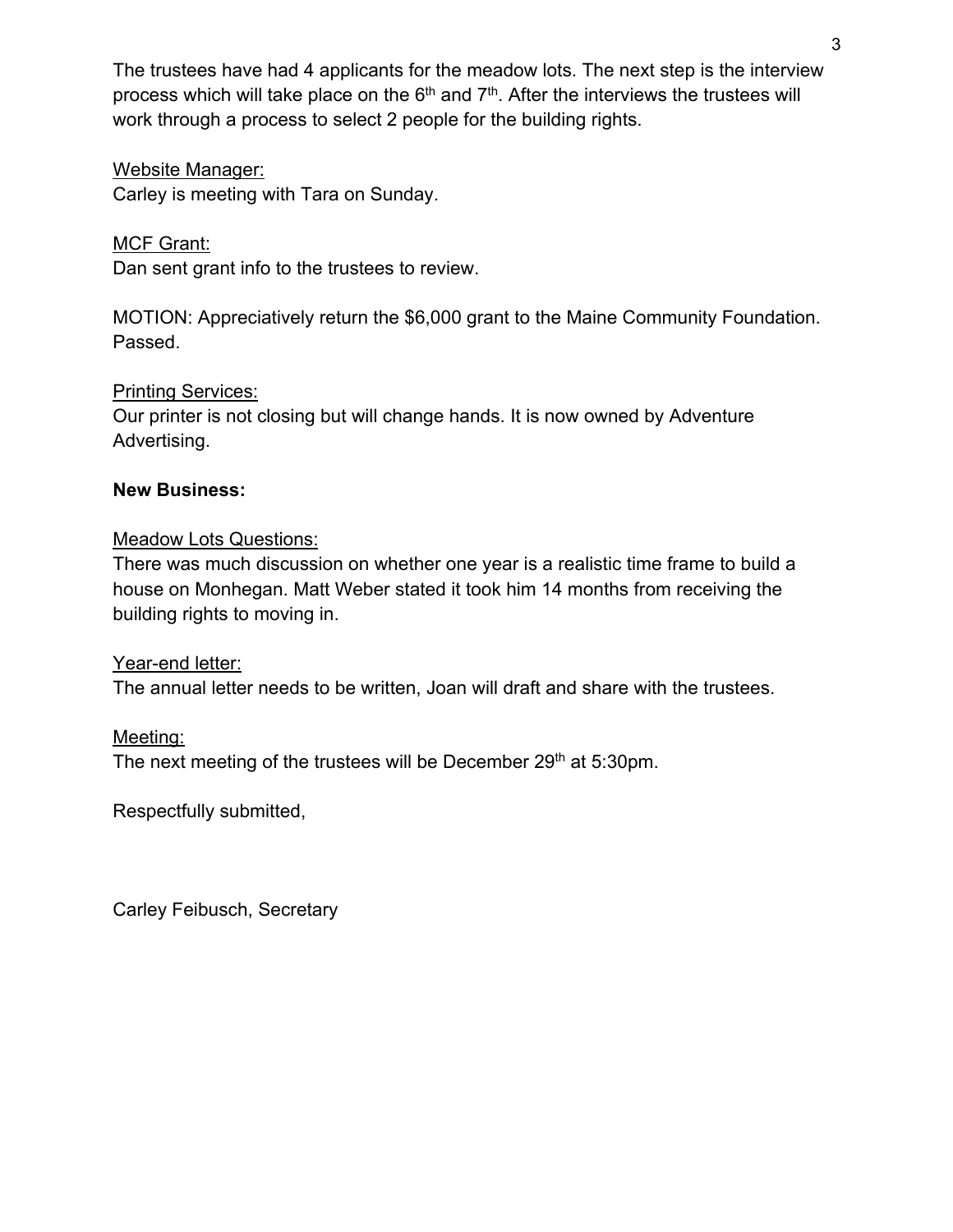The trustees have had 4 applicants for the meadow lots. The next step is the interview process which will take place on the 6th and 7th. After the interviews the trustees will work through a process to select 2 people for the building rights.

Website Manager:
Carley is meeting with Tara on Sunday.

MCF Grant:
Dan sent grant info to the trustees to review.

MOTION: Appreciatively return the $6,000 grant to the Maine Community Foundation. Passed.

Printing Services:
Our printer is not closing but will change hands. It is now owned by Adventure Advertising.

**New Business:**

Meadow Lots Questions:
There was much discussion on whether one year is a realistic time frame to build a house on Monhegan. Matt Weber stated it took him 14 months from receiving the building rights to moving in.

Year-end letter:
The annual letter needs to be written, Joan will draft and share with the trustees.

Meeting:
The next meeting of the trustees will be December 29th at 5:30pm.

Respectfully submitted,

Carley Feibusch, Secretary